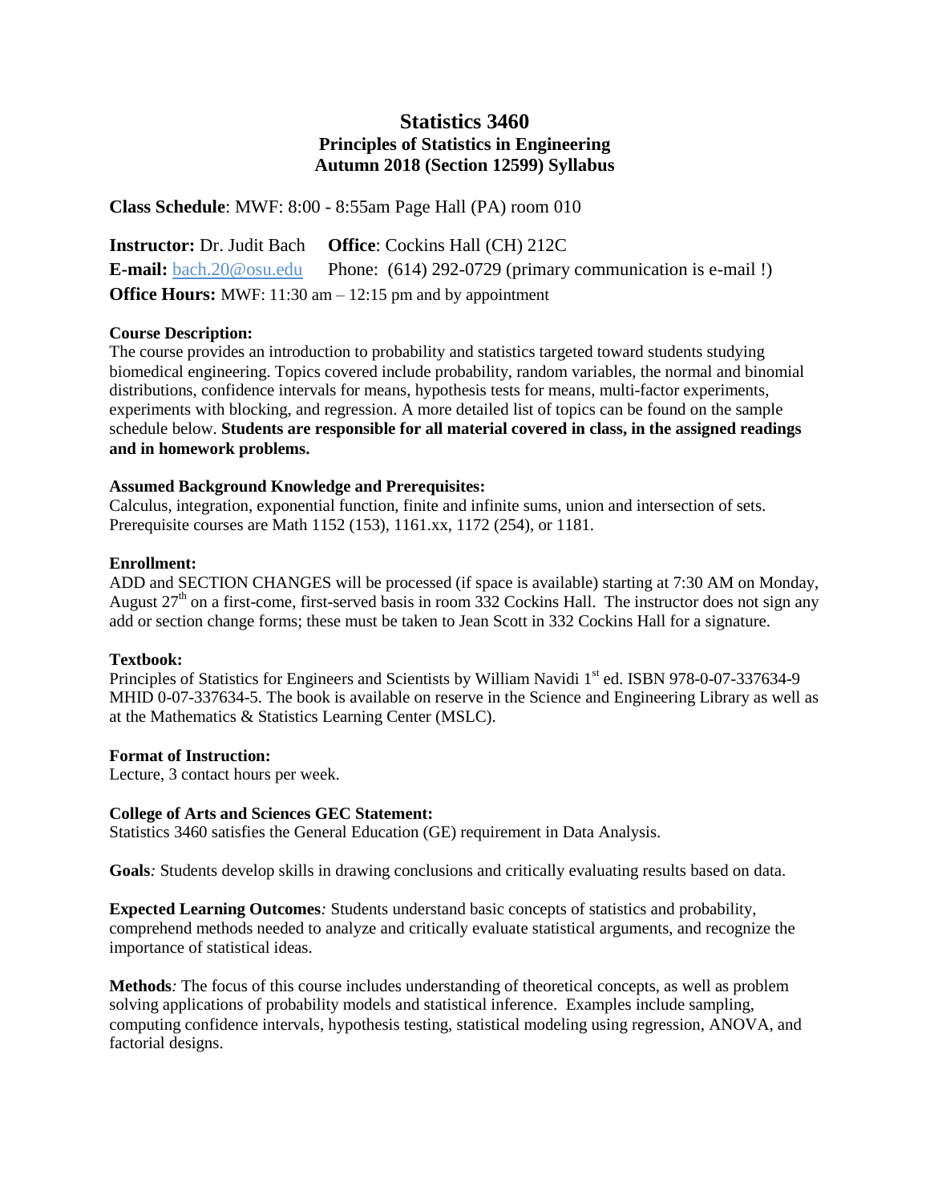# Statistics 3460
## Principles of Statistics in Engineering
## Autumn 2018 (Section 12599) Syllabus

**Class Schedule**: MWF: 8:00 - 8:55am Page Hall (PA) room 010

**Instructor:** Dr. Judit Bach **Office**: Cockins Hall (CH) 212C

**E-mail:** bach.20@osu.edu Phone: (614) 292-0729 (primary communication is e-mail !)

**Office Hours:** MWF: 11:30 am – 12:15 pm and by appointment

**Course Description:**

The course provides an introduction to probability and statistics targeted toward students studying biomedical engineering. Topics covered include probability, random variables, the normal and binomial distributions, confidence intervals for means, hypothesis tests for means, multi-factor experiments, experiments with blocking, and regression. A more detailed list of topics can be found on the sample schedule below. **Students are responsible for all material covered in class, in the assigned readings and in homework problems.**

**Assumed Background Knowledge and Prerequisites:**

Calculus, integration, exponential function, finite and infinite sums, union and intersection of sets. Prerequisite courses are Math 1152 (153), 1161.xx, 1172 (254), or 1181.

**Enrollment:**

ADD and SECTION CHANGES will be processed (if space is available) starting at 7:30 AM on Monday, August 27th on a first-come, first-served basis in room 332 Cockins Hall. The instructor does not sign any add or section change forms; these must be taken to Jean Scott in 332 Cockins Hall for a signature.

**Textbook:**

Principles of Statistics for Engineers and Scientists by William Navidi 1st ed. ISBN 978-0-07-337634-9 MHID 0-07-337634-5. The book is available on reserve in the Science and Engineering Library as well as at the Mathematics & Statistics Learning Center (MSLC).

**Format of Instruction:**

Lecture, 3 contact hours per week.

**College of Arts and Sciences GEC Statement:**

Statistics 3460 satisfies the General Education (GE) requirement in Data Analysis.

**Goals***:* Students develop skills in drawing conclusions and critically evaluating results based on data.

**Expected Learning Outcomes***:* Students understand basic concepts of statistics and probability, comprehend methods needed to analyze and critically evaluate statistical arguments, and recognize the importance of statistical ideas.

**Methods***:* The focus of this course includes understanding of theoretical concepts, as well as problem solving applications of probability models and statistical inference. Examples include sampling, computing confidence intervals, hypothesis testing, statistical modeling using regression, ANOVA, and factorial designs.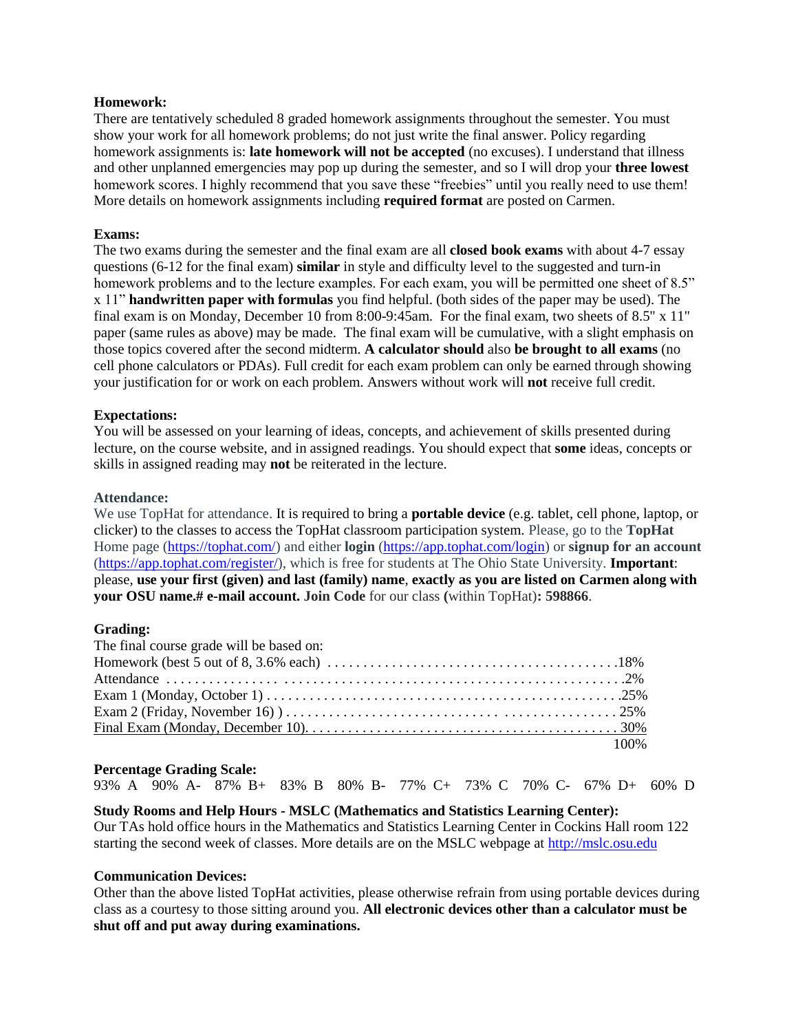**Homework:**

There are tentatively scheduled 8 graded homework assignments throughout the semester. You must show your work for all homework problems; do not just write the final answer. Policy regarding homework assignments is: **late homework will not be accepted** (no excuses). I understand that illness and other unplanned emergencies may pop up during the semester, and so I will drop your **three lowest** homework scores. I highly recommend that you save these "freebies" until you really need to use them! More details on homework assignments including **required format** are posted on Carmen.

**Exams:**

The two exams during the semester and the final exam are all **closed book exams** with about 4-7 essay questions (6-12 for the final exam) **similar** in style and difficulty level to the suggested and turn-in homework problems and to the lecture examples. For each exam, you will be permitted one sheet of 8.5" x 11" **handwritten paper with formulas** you find helpful. (both sides of the paper may be used). The final exam is on Monday, December 10 from 8:00-9:45am. For the final exam, two sheets of 8.5" x 11" paper (same rules as above) may be made. The final exam will be cumulative, with a slight emphasis on those topics covered after the second midterm. **A calculator should** also **be brought to all exams** (no cell phone calculators or PDAs). Full credit for each exam problem can only be earned through showing your justification for or work on each problem. Answers without work will **not** receive full credit.

**Expectations:**

You will be assessed on your learning of ideas, concepts, and achievement of skills presented during lecture, on the course website, and in assigned readings. You should expect that **some** ideas, concepts or skills in assigned reading may **not** be reiterated in the lecture.

**Attendance:**

We use TopHat for attendance. It is required to bring a **portable device** (e.g. tablet, cell phone, laptop, or clicker) to the classes to access the TopHat classroom participation system. Please, go to the **TopHat** Home page (https://tophat.com/) and either **login** (https://app.tophat.com/login) or **signup for an account** (https://app.tophat.com/register/), which is free for students at The Ohio State University. **Important**: please, **use your first (given) and last (family) name**, **exactly as you are listed on Carmen along with your OSU name.# e-mail account. Join Code** for our class **(**within TopHat)**: 598866**.

**Grading:**

The final course grade will be based on:

| | |
|---|---|
| Homework (best 5 out of 8, 3.6% each) | 18% |
| Attendance | 2% |
| Exam 1 (Monday, October 1) | 25% |
| Exam 2 (Friday, November 16) ) | 25% |
| Final Exam (Monday, December 10) | 30% |
| | 100% |

**Percentage Grading Scale:**

93% A 90% A- 87% B+ 83% B 80% B- 77% C+ 73% C 70% C- 67% D+ 60% D

**Study Rooms and Help Hours - MSLC (Mathematics and Statistics Learning Center):**

Our TAs hold office hours in the Mathematics and Statistics Learning Center in Cockins Hall room 122 starting the second week of classes. More details are on the MSLC webpage at http://mslc.osu.edu

**Communication Devices:**

Other than the above listed TopHat activities, please otherwise refrain from using portable devices during class as a courtesy to those sitting around you. **All electronic devices other than a calculator must be shut off and put away during examinations.**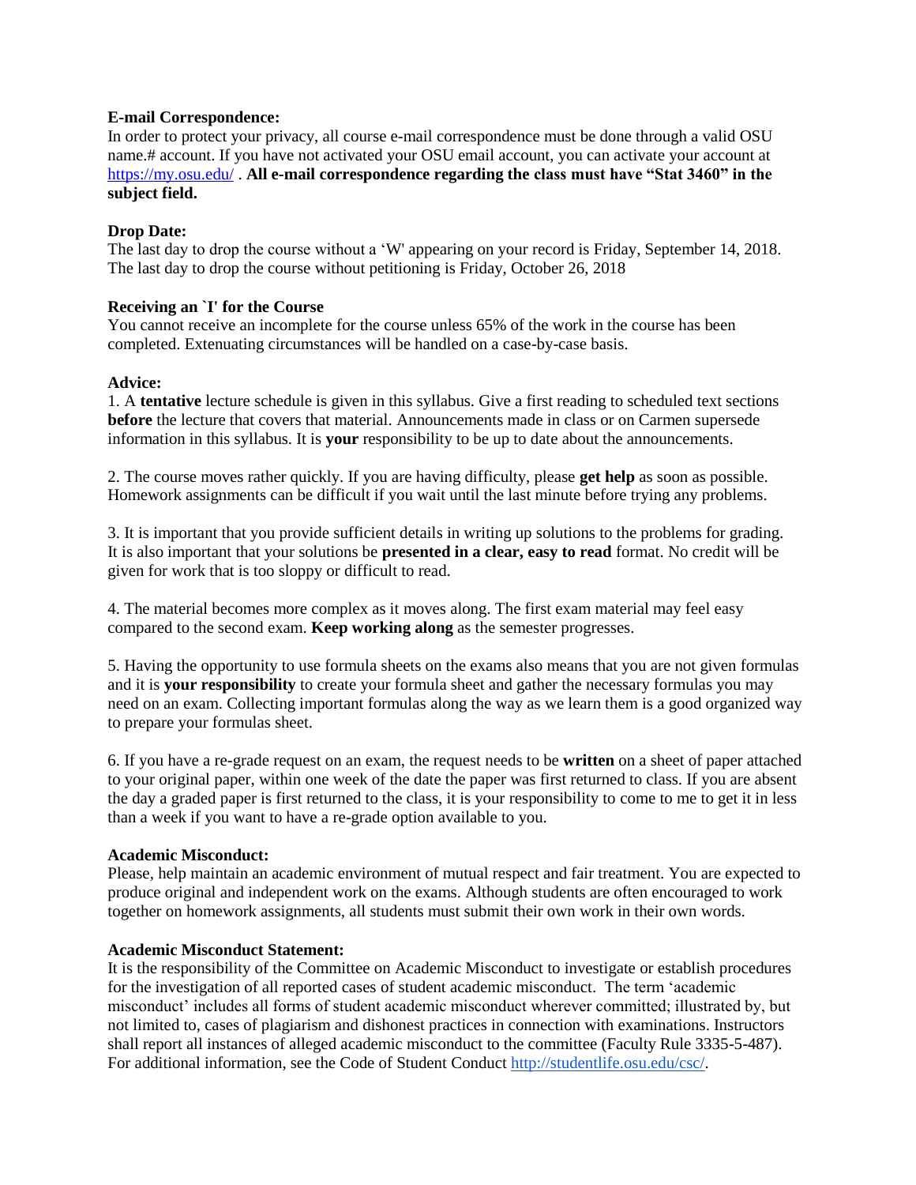**E-mail Correspondence:**
In order to protect your privacy, all course e-mail correspondence must be done through a valid OSU name.# account. If you have not activated your OSU email account, you can activate your account at https://my.osu.edu/ . **All e-mail correspondence regarding the class must have "Stat 3460" in the subject field.**

**Drop Date:**
The last day to drop the course without a 'W' appearing on your record is Friday, September 14, 2018. The last day to drop the course without petitioning is Friday, October 26, 2018

**Receiving an `I' for the Course**
You cannot receive an incomplete for the course unless 65% of the work in the course has been completed. Extenuating circumstances will be handled on a case-by-case basis.

**Advice:**
1. A **tentative** lecture schedule is given in this syllabus. Give a first reading to scheduled text sections **before** the lecture that covers that material. Announcements made in class or on Carmen supersede information in this syllabus. It is **your** responsibility to be up to date about the announcements.

2. The course moves rather quickly. If you are having difficulty, please **get help** as soon as possible. Homework assignments can be difficult if you wait until the last minute before trying any problems.

3. It is important that you provide sufficient details in writing up solutions to the problems for grading. It is also important that your solutions be **presented in a clear, easy to read** format. No credit will be given for work that is too sloppy or difficult to read.

4. The material becomes more complex as it moves along. The first exam material may feel easy compared to the second exam. **Keep working along** as the semester progresses.

5. Having the opportunity to use formula sheets on the exams also means that you are not given formulas and it is **your responsibility** to create your formula sheet and gather the necessary formulas you may need on an exam. Collecting important formulas along the way as we learn them is a good organized way to prepare your formulas sheet.

6. If you have a re-grade request on an exam, the request needs to be **written** on a sheet of paper attached to your original paper, within one week of the date the paper was first returned to class. If you are absent the day a graded paper is first returned to the class, it is your responsibility to come to me to get it in less than a week if you want to have a re-grade option available to you.

**Academic Misconduct:**
Please, help maintain an academic environment of mutual respect and fair treatment. You are expected to produce original and independent work on the exams. Although students are often encouraged to work together on homework assignments, all students must submit their own work in their own words.

**Academic Misconduct Statement:**
It is the responsibility of the Committee on Academic Misconduct to investigate or establish procedures for the investigation of all reported cases of student academic misconduct. The term 'academic misconduct' includes all forms of student academic misconduct wherever committed; illustrated by, but not limited to, cases of plagiarism and dishonest practices in connection with examinations. Instructors shall report all instances of alleged academic misconduct to the committee (Faculty Rule 3335-5-487). For additional information, see the Code of Student Conduct http://studentlife.osu.edu/csc/.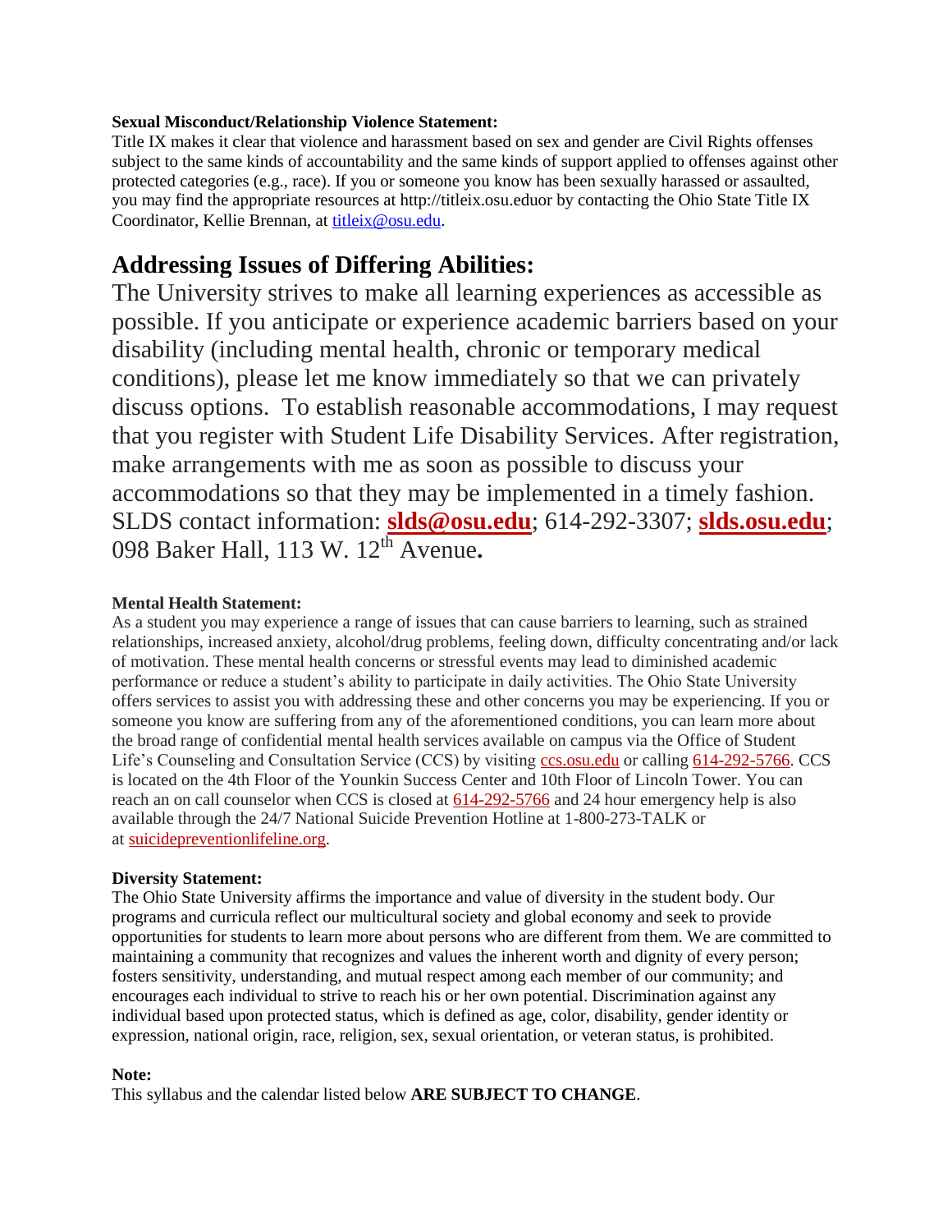**Sexual Misconduct/Relationship Violence Statement:**
Title IX makes it clear that violence and harassment based on sex and gender are Civil Rights offenses subject to the same kinds of accountability and the same kinds of support applied to offenses against other protected categories (e.g., race). If you or someone you know has been sexually harassed or assaulted, you may find the appropriate resources at http://titleix.osu.eduor by contacting the Ohio State Title IX Coordinator, Kellie Brennan, at titleix@osu.edu.

## Addressing Issues of Differing Abilities:

The University strives to make all learning experiences as accessible as possible. If you anticipate or experience academic barriers based on your disability (including mental health, chronic or temporary medical conditions), please let me know immediately so that we can privately discuss options. To establish reasonable accommodations, I may request that you register with Student Life Disability Services. After registration, make arrangements with me as soon as possible to discuss your accommodations so that they may be implemented in a timely fashion. SLDS contact information: **slds@osu.edu**; 614-292-3307; **slds.osu.edu**; 098 Baker Hall, 113 W. 12th Avenue**.**

**Mental Health Statement:**
As a student you may experience a range of issues that can cause barriers to learning, such as strained relationships, increased anxiety, alcohol/drug problems, feeling down, difficulty concentrating and/or lack of motivation. These mental health concerns or stressful events may lead to diminished academic performance or reduce a student's ability to participate in daily activities. The Ohio State University offers services to assist you with addressing these and other concerns you may be experiencing. If you or someone you know are suffering from any of the aforementioned conditions, you can learn more about the broad range of confidential mental health services available on campus via the Office of Student Life's Counseling and Consultation Service (CCS) by visiting ccs.osu.edu or calling 614-292-5766. CCS is located on the 4th Floor of the Younkin Success Center and 10th Floor of Lincoln Tower. You can reach an on call counselor when CCS is closed at 614-292-5766 and 24 hour emergency help is also available through the 24/7 National Suicide Prevention Hotline at 1-800-273-TALK or at suicidepreventionlifeline.org.

**Diversity Statement:**
The Ohio State University affirms the importance and value of diversity in the student body. Our programs and curricula reflect our multicultural society and global economy and seek to provide opportunities for students to learn more about persons who are different from them. We are committed to maintaining a community that recognizes and values the inherent worth and dignity of every person; fosters sensitivity, understanding, and mutual respect among each member of our community; and encourages each individual to strive to reach his or her own potential. Discrimination against any individual based upon protected status, which is defined as age, color, disability, gender identity or expression, national origin, race, religion, sex, sexual orientation, or veteran status, is prohibited.

**Note:**
This syllabus and the calendar listed below **ARE SUBJECT TO CHANGE**.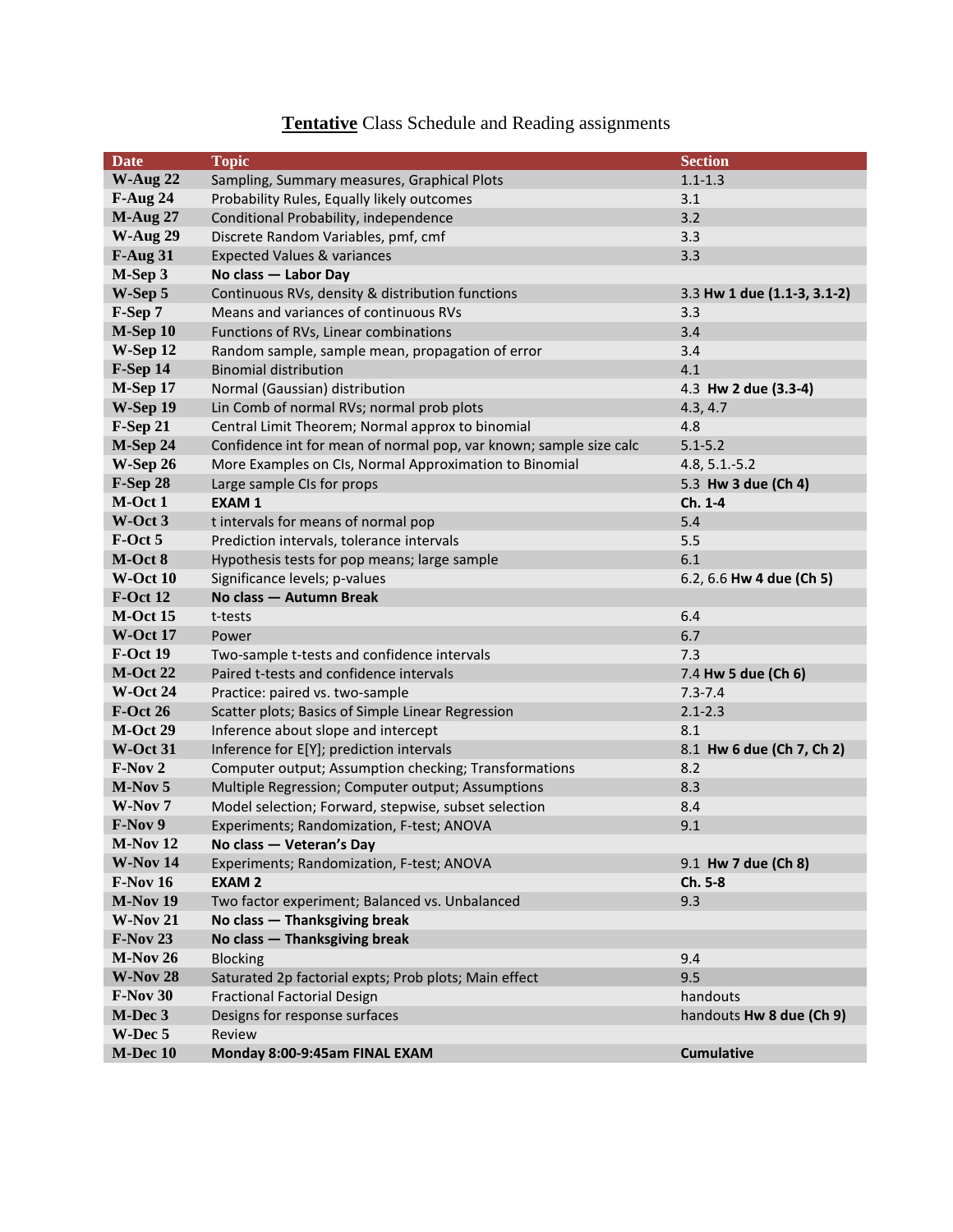**Tentative** Class Schedule and Reading assignments

| Date | Topic | Section |
|---|---|---|
| **W-Aug 22** | Sampling, Summary measures, Graphical Plots | 1.1-1.3 |
| **F-Aug 24** | Probability Rules, Equally likely outcomes | 3.1 |
| **M-Aug 27** | Conditional Probability, independence | 3.2 |
| **W-Aug 29** | Discrete Random Variables, pmf, cmf | 3.3 |
| **F-Aug 31** | Expected Values & variances | 3.3 |
| **M-Sep 3** | **No class — Labor Day** | |
| **W-Sep 5** | Continuous RVs, density & distribution functions | 3.3 **Hw 1 due (1.1-3, 3.1-2)** |
| **F-Sep 7** | Means and variances of continuous RVs | 3.3 |
| **M-Sep 10** | Functions of RVs, Linear combinations | 3.4 |
| **W-Sep 12** | Random sample, sample mean, propagation of error | 3.4 |
| **F-Sep 14** | Binomial distribution | 4.1 |
| **M-Sep 17** | Normal (Gaussian) distribution | 4.3 **Hw 2 due (3.3-4)** |
| **W-Sep 19** | Lin Comb of normal RVs; normal prob plots | 4.3, 4.7 |
| **F-Sep 21** | Central Limit Theorem; Normal approx to binomial | 4.8 |
| **M-Sep 24** | Confidence int for mean of normal pop, var known; sample size calc | 5.1-5.2 |
| **W-Sep 26** | More Examples on CIs, Normal Approximation to Binomial | 4.8, 5.1.-5.2 |
| **F-Sep 28** | Large sample CIs for props | 5.3 **Hw 3 due (Ch 4)** |
| **M-Oct 1** | **EXAM 1** | **Ch. 1-4** |
| **W-Oct 3** | t intervals for means of normal pop | 5.4 |
| **F-Oct 5** | Prediction intervals, tolerance intervals | 5.5 |
| **M-Oct 8** | Hypothesis tests for pop means; large sample | 6.1 |
| **W-Oct 10** | Significance levels; p-values | 6.2, 6.6 **Hw 4 due (Ch 5)** |
| **F-Oct 12** | **No class — Autumn Break** | |
| **M-Oct 15** | t-tests | 6.4 |
| **W-Oct 17** | Power | 6.7 |
| **F-Oct 19** | Two-sample t-tests and confidence intervals | 7.3 |
| **M-Oct 22** | Paired t-tests and confidence intervals | 7.4 **Hw 5 due (Ch 6)** |
| **W-Oct 24** | Practice: paired vs. two-sample | 7.3-7.4 |
| **F-Oct 26** | Scatter plots; Basics of Simple Linear Regression | 2.1-2.3 |
| **M-Oct 29** | Inference about slope and intercept | 8.1 |
| **W-Oct 31** | Inference for E[Y]; prediction intervals | 8.1 **Hw 6 due (Ch 7, Ch 2)** |
| **F-Nov 2** | Computer output; Assumption checking; Transformations | 8.2 |
| **M-Nov 5** | Multiple Regression; Computer output; Assumptions | 8.3 |
| **W-Nov 7** | Model selection; Forward, stepwise, subset selection | 8.4 |
| **F-Nov 9** | Experiments; Randomization, F-test; ANOVA | 9.1 |
| **M-Nov 12** | **No class — Veteran's Day** | |
| **W-Nov 14** | Experiments; Randomization, F-test; ANOVA | 9.1 **Hw 7 due (Ch 8)** |
| **F-Nov 16** | **EXAM 2** | **Ch. 5-8** |
| **M-Nov 19** | Two factor experiment; Balanced vs. Unbalanced | 9.3 |
| **W-Nov 21** | **No class — Thanksgiving break** | |
| **F-Nov 23** | **No class — Thanksgiving break** | |
| **M-Nov 26** | Blocking | 9.4 |
| **W-Nov 28** | Saturated 2p factorial expts; Prob plots; Main effect | 9.5 |
| **F-Nov 30** | Fractional Factorial Design | handouts |
| **M-Dec 3** | Designs for response surfaces | handouts **Hw 8 due (Ch 9)** |
| **W-Dec 5** | Review | |
| **M-Dec 10** | **Monday 8:00-9:45am FINAL EXAM** | **Cumulative** |